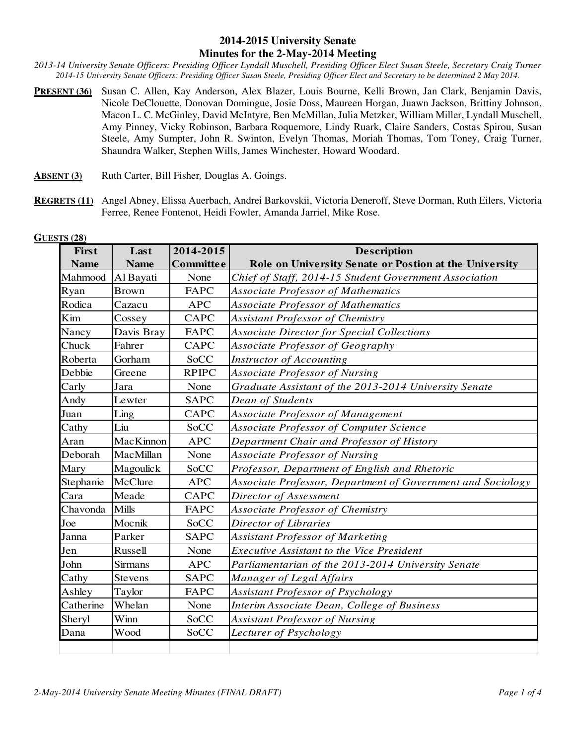# 2014-2015 University Senate
## Minutes for the 2-May-2014 Meeting

*2013-14 University Senate Officers: Presiding Officer Lyndall Muschell, Presiding Officer Elect Susan Steele, Secretary Craig Turner*
*2014-15 University Senate Officers: Presiding Officer Susan Steele, Presiding Officer Elect and Secretary to be determined 2 May 2014.*

**PRESENT (36)** Susan C. Allen, Kay Anderson, Alex Blazer, Louis Bourne, Kelli Brown, Jan Clark, Benjamin Davis, Nicole DeClouette, Donovan Domingue, Josie Doss, Maureen Horgan, Juawn Jackson, Brittiny Johnson, Macon L. C. McGinley, David McIntyre, Ben McMillan, Julia Metzker, William Miller, Lyndall Muschell, Amy Pinney, Vicky Robinson, Barbara Roquemore, Lindy Ruark, Claire Sanders, Costas Spirou, Susan Steele, Amy Sumpter, John R. Swinton, Evelyn Thomas, Moriah Thomas, Tom Toney, Craig Turner, Shaundra Walker, Stephen Wills, James Winchester, Howard Woodard.

**ABSENT (3)** Ruth Carter, Bill Fisher, Douglas A. Goings.

**REGRETS (11)** Angel Abney, Elissa Auerbach, Andrei Barkovskii, Victoria Deneroff, Steve Dorman, Ruth Eilers, Victoria Ferree, Renee Fontenot, Heidi Fowler, Amanda Jarriel, Mike Rose.

**GUESTS (28)**

| First Name | Last Name | 2014-2015 Committee | Description Role on University Senate or Postion at the University |
|---|---|---|---|
| Mahmood | Al Bayati | None | *Chief of Staff, 2014-15 Student Government Association* |
| Ryan | Brown | FAPC | *Associate Professor of Mathematics* |
| Rodica | Cazacu | APC | *Associate Professor of Mathematics* |
| Kim | Cossey | CAPC | *Assistant Professor of Chemistry* |
| Nancy | Davis Bray | FAPC | *Associate Director for Special Collections* |
| Chuck | Fahrer | CAPC | *Associate Professor of Geography* |
| Roberta | Gorham | SoCC | *Instructor of Accounting* |
| Debbie | Greene | RPIPC | *Associate Professor of Nursing* |
| Carly | Jara | None | *Graduate Assistant of the 2013-2014 University Senate* |
| Andy | Lewter | SAPC | *Dean of Students* |
| Juan | Ling | CAPC | *Associate Professor of Management* |
| Cathy | Liu | SoCC | *Associate Professor of Computer Science* |
| Aran | MacKinnon | APC | *Department Chair and Professor of History* |
| Deborah | MacMillan | None | *Associate Professor of Nursing* |
| Mary | Magoulick | SoCC | *Professor, Department of English and Rhetoric* |
| Stephanie | McClure | APC | *Associate Professor, Department of Government and Sociology* |
| Cara | Meade | CAPC | *Director of Assessment* |
| Chavonda | Mills | FAPC | *Associate Professor of Chemistry* |
| Joe | Mocnik | SoCC | *Director of Libraries* |
| Janna | Parker | SAPC | *Assistant Professor of Marketing* |
| Jen | Russell | None | *Executive Assistant to the Vice President* |
| John | Sirmans | APC | *Parliamentarian of the 2013-2014 University Senate* |
| Cathy | Stevens | SAPC | *Manager of Legal Affairs* |
| Ashley | Taylor | FAPC | *Assistant Professor of Psychology* |
| Catherine | Whelan | None | *Interim Associate Dean, College of Business* |
| Sheryl | Winn | SoCC | *Assistant Professor of Nursing* |
| Dana | Wood | SoCC | *Lecturer of Psychology* |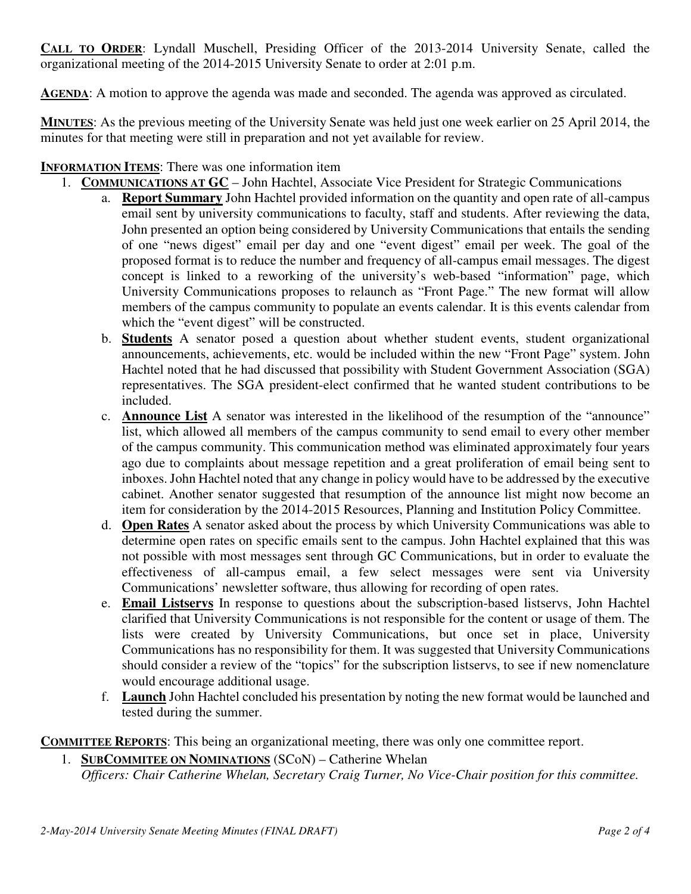**CALL TO ORDER**: Lyndall Muschell, Presiding Officer of the 2013-2014 University Senate, called the organizational meeting of the 2014-2015 University Senate to order at 2:01 p.m.

**AGENDA**: A motion to approve the agenda was made and seconded. The agenda was approved as circulated.

**MINUTES**: As the previous meeting of the University Senate was held just one week earlier on 25 April 2014, the minutes for that meeting were still in preparation and not yet available for review.

**INFORMATION ITEMS**: There was one information item

1. **COMMUNICATIONS AT GC** – John Hachtel, Associate Vice President for Strategic Communications
   a. **Report Summary** John Hachtel provided information on the quantity and open rate of all-campus email sent by university communications to faculty, staff and students. After reviewing the data, John presented an option being considered by University Communications that entails the sending of one "news digest" email per day and one "event digest" email per week. The goal of the proposed format is to reduce the number and frequency of all-campus email messages. The digest concept is linked to a reworking of the university's web-based "information" page, which University Communications proposes to relaunch as "Front Page." The new format will allow members of the campus community to populate an events calendar. It is this events calendar from which the "event digest" will be constructed.
   b. **Students** A senator posed a question about whether student events, student organizational announcements, achievements, etc. would be included within the new "Front Page" system. John Hachtel noted that he had discussed that possibility with Student Government Association (SGA) representatives. The SGA president-elect confirmed that he wanted student contributions to be included.
   c. **Announce List** A senator was interested in the likelihood of the resumption of the "announce" list, which allowed all members of the campus community to send email to every other member of the campus community. This communication method was eliminated approximately four years ago due to complaints about message repetition and a great proliferation of email being sent to inboxes. John Hachtel noted that any change in policy would have to be addressed by the executive cabinet. Another senator suggested that resumption of the announce list might now become an item for consideration by the 2014-2015 Resources, Planning and Institution Policy Committee.
   d. **Open Rates** A senator asked about the process by which University Communications was able to determine open rates on specific emails sent to the campus. John Hachtel explained that this was not possible with most messages sent through GC Communications, but in order to evaluate the effectiveness of all-campus email, a few select messages were sent via University Communications' newsletter software, thus allowing for recording of open rates.
   e. **Email Listservs** In response to questions about the subscription-based listservs, John Hachtel clarified that University Communications is not responsible for the content or usage of them. The lists were created by University Communications, but once set in place, University Communications has no responsibility for them. It was suggested that University Communications should consider a review of the "topics" for the subscription listservs, to see if new nomenclature would encourage additional usage.
   f. **Launch** John Hachtel concluded his presentation by noting the new format would be launched and tested during the summer.

**COMMITTEE REPORTS**: This being an organizational meeting, there was only one committee report.

1. **SUBCOMMITEE ON NOMINATIONS** (SCoN) – Catherine Whelan
   *Officers: Chair Catherine Whelan, Secretary Craig Turner, No Vice-Chair position for this committee.*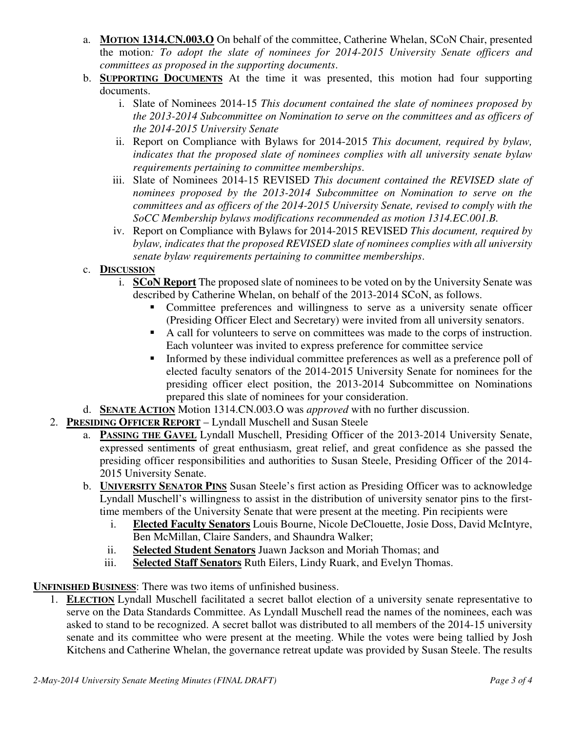a. **MOTION 1314.CN.003.O** On behalf of the committee, Catherine Whelan, SCoN Chair, presented the motion*: To adopt the slate of nominees for 2014-2015 University Senate officers and committees as proposed in the supporting documents*.

b. **SUPPORTING DOCUMENTS** At the time it was presented, this motion had four supporting documents.

   i. Slate of Nominees 2014-15 *This document contained the slate of nominees proposed by the 2013-2014 Subcommittee on Nomination to serve on the committees and as officers of the 2014-2015 University Senate*

   ii. Report on Compliance with Bylaws for 2014-2015 *This document, required by bylaw, indicates that the proposed slate of nominees complies with all university senate bylaw requirements pertaining to committee memberships*.

   iii. Slate of Nominees 2014-15 REVISED *This document contained the REVISED slate of nominees proposed by the 2013-2014 Subcommittee on Nomination to serve on the committees and as officers of the 2014-2015 University Senate, revised to comply with the SoCC Membership bylaws modifications recommended as motion 1314.EC.001.B*.

   iv. Report on Compliance with Bylaws for 2014-2015 REVISED *This document, required by bylaw, indicates that the proposed REVISED slate of nominees complies with all university senate bylaw requirements pertaining to committee memberships*.

c. **DISCUSSION**

   i. **SCoN Report** The proposed slate of nominees to be voted on by the University Senate was described by Catherine Whelan, on behalf of the 2013-2014 SCoN, as follows.

      - Committee preferences and willingness to serve as a university senate officer (Presiding Officer Elect and Secretary) were invited from all university senators.
      - A call for volunteers to serve on committees was made to the corps of instruction. Each volunteer was invited to express preference for committee service
      - Informed by these individual committee preferences as well as a preference poll of elected faculty senators of the 2014-2015 University Senate for nominees for the presiding officer elect position, the 2013-2014 Subcommittee on Nominations prepared this slate of nominees for your consideration.

d. **SENATE ACTION** Motion 1314.CN.003.O was *approved* with no further discussion.

2. **PRESIDING OFFICER REPORT** – Lyndall Muschell and Susan Steele

   a. **PASSING THE GAVEL** Lyndall Muschell, Presiding Officer of the 2013-2014 University Senate, expressed sentiments of great enthusiasm, great relief, and great confidence as she passed the presiding officer responsibilities and authorities to Susan Steele, Presiding Officer of the 2014-2015 University Senate.

   b. **UNIVERSITY SENATOR PINS** Susan Steele's first action as Presiding Officer was to acknowledge Lyndall Muschell's willingness to assist in the distribution of university senator pins to the first-time members of the University Senate that were present at the meeting. Pin recipients were

      i. **Elected Faculty Senators** Louis Bourne, Nicole DeClouette, Josie Doss, David McIntyre, Ben McMillan, Claire Sanders, and Shaundra Walker;

      ii. **Selected Student Senators** Juawn Jackson and Moriah Thomas; and

      iii. **Selected Staff Senators** Ruth Eilers, Lindy Ruark, and Evelyn Thomas.

**UNFINISHED BUSINESS**: There was two items of unfinished business.

1. **ELECTION** Lyndall Muschell facilitated a secret ballot election of a university senate representative to serve on the Data Standards Committee. As Lyndall Muschell read the names of the nominees, each was asked to stand to be recognized. A secret ballot was distributed to all members of the 2014-15 university senate and its committee who were present at the meeting. While the votes were being tallied by Josh Kitchens and Catherine Whelan, the governance retreat update was provided by Susan Steele. The results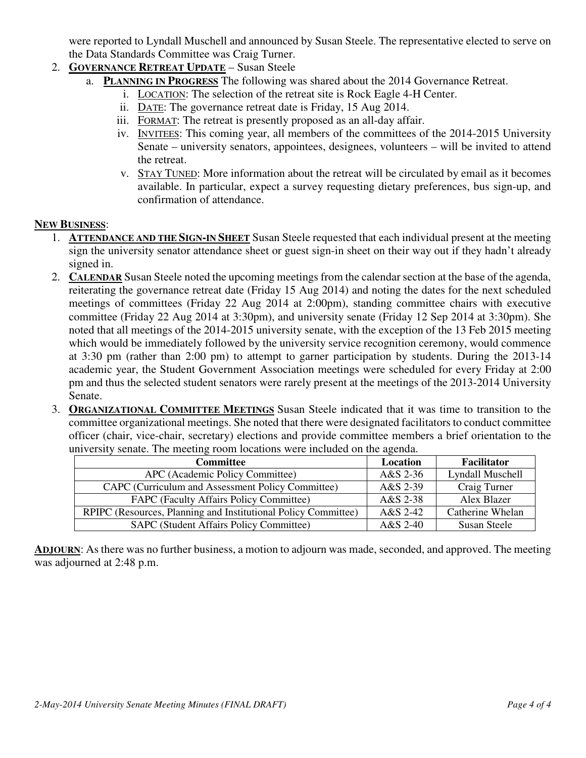were reported to Lyndall Muschell and announced by Susan Steele. The representative elected to serve on the Data Standards Committee was Craig Turner.

2. **GOVERNANCE RETREAT UPDATE** – Susan Steele
   a. **PLANNING IN PROGRESS** The following was shared about the 2014 Governance Retreat.
      i. LOCATION: The selection of the retreat site is Rock Eagle 4-H Center.
      ii. DATE: The governance retreat date is Friday, 15 Aug 2014.
      iii. FORMAT: The retreat is presently proposed as an all-day affair.
      iv. INVITEES: This coming year, all members of the committees of the 2014-2015 University Senate – university senators, appointees, designees, volunteers – will be invited to attend the retreat.
      v. STAY TUNED: More information about the retreat will be circulated by email as it becomes available. In particular, expect a survey requesting dietary preferences, bus sign-up, and confirmation of attendance.

**NEW BUSINESS**:

1. **ATTENDANCE AND THE SIGN-IN SHEET** Susan Steele requested that each individual present at the meeting sign the university senator attendance sheet or guest sign-in sheet on their way out if they hadn't already signed in.
2. **CALENDAR** Susan Steele noted the upcoming meetings from the calendar section at the base of the agenda, reiterating the governance retreat date (Friday 15 Aug 2014) and noting the dates for the next scheduled meetings of committees (Friday 22 Aug 2014 at 2:00pm), standing committee chairs with executive committee (Friday 22 Aug 2014 at 3:30pm), and university senate (Friday 12 Sep 2014 at 3:30pm). She noted that all meetings of the 2014-2015 university senate, with the exception of the 13 Feb 2015 meeting which would be immediately followed by the university service recognition ceremony, would commence at 3:30 pm (rather than 2:00 pm) to attempt to garner participation by students. During the 2013-14 academic year, the Student Government Association meetings were scheduled for every Friday at 2:00 pm and thus the selected student senators were rarely present at the meetings of the 2013-2014 University Senate.
3. **ORGANIZATIONAL COMMITTEE MEETINGS** Susan Steele indicated that it was time to transition to the committee organizational meetings. She noted that there were designated facilitators to conduct committee officer (chair, vice-chair, secretary) elections and provide committee members a brief orientation to the university senate. The meeting room locations were included on the agenda.

| Committee | Location | Facilitator |
|---|---|---|
| APC (Academic Policy Committee) | A&S 2-36 | Lyndall Muschell |
| CAPC (Curriculum and Assessment Policy Committee) | A&S 2-39 | Craig Turner |
| FAPC (Faculty Affairs Policy Committee) | A&S 2-38 | Alex Blazer |
| RPIPC (Resources, Planning and Institutional Policy Committee) | A&S 2-42 | Catherine Whelan |
| SAPC (Student Affairs Policy Committee) | A&S 2-40 | Susan Steele |

**ADJOURN**: As there was no further business, a motion to adjourn was made, seconded, and approved. The meeting was adjourned at 2:48 p.m.